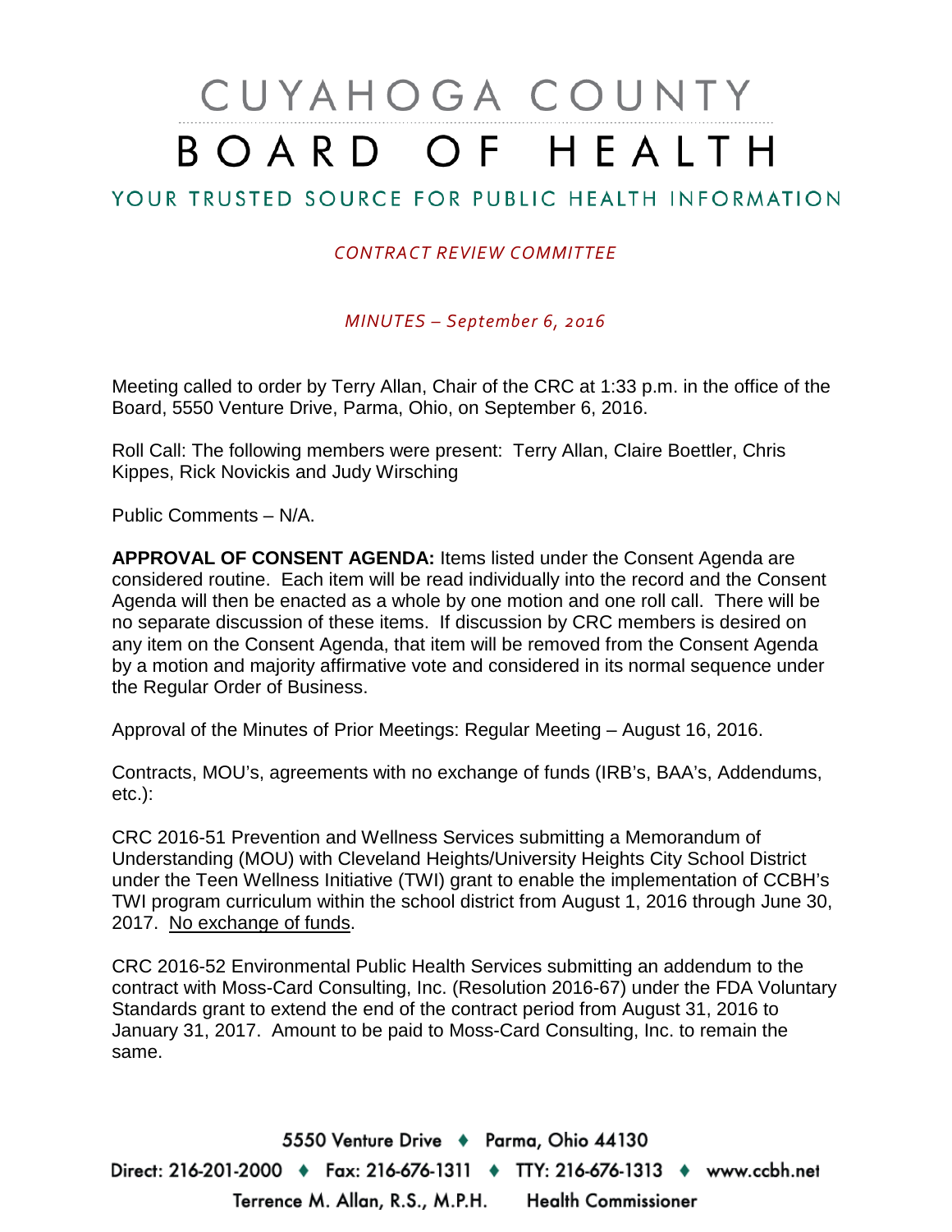# CUYAHOGA COUNTY BOARD OF HEALTH

## YOUR TRUSTED SOURCE FOR PUBLIC HEALTH INFORMATION

*CONTRACT REVIEW COMMITTEE*

*MINUTES – September 6, 2016*

Meeting called to order by Terry Allan, Chair of the CRC at 1:33 p.m. in the office of the Board, 5550 Venture Drive, Parma, Ohio, on September 6, 2016.

Roll Call: The following members were present: Terry Allan, Claire Boettler, Chris Kippes, Rick Novickis and Judy Wirsching

Public Comments – N/A.

**APPROVAL OF CONSENT AGENDA:** Items listed under the Consent Agenda are considered routine. Each item will be read individually into the record and the Consent Agenda will then be enacted as a whole by one motion and one roll call. There will be no separate discussion of these items. If discussion by CRC members is desired on any item on the Consent Agenda, that item will be removed from the Consent Agenda by a motion and majority affirmative vote and considered in its normal sequence under the Regular Order of Business.

Approval of the Minutes of Prior Meetings: Regular Meeting – August 16, 2016.

Contracts, MOU's, agreements with no exchange of funds (IRB's, BAA's, Addendums, etc.):

CRC 2016-51 Prevention and Wellness Services submitting a Memorandum of Understanding (MOU) with Cleveland Heights/University Heights City School District under the Teen Wellness Initiative (TWI) grant to enable the implementation of CCBH's TWI program curriculum within the school district from August 1, 2016 through June 30, 2017. <u>No exchange of funds</u>.

CRC 2016-52 Environmental Public Health Services submitting an addendum to the contract with Moss-Card Consulting, Inc. (Resolution 2016-67) under the FDA Voluntary Standards grant to extend the end of the contract period from August 31, 2016 to January 31, 2017. Amount to be paid to Moss-Card Consulting, Inc. to remain the same.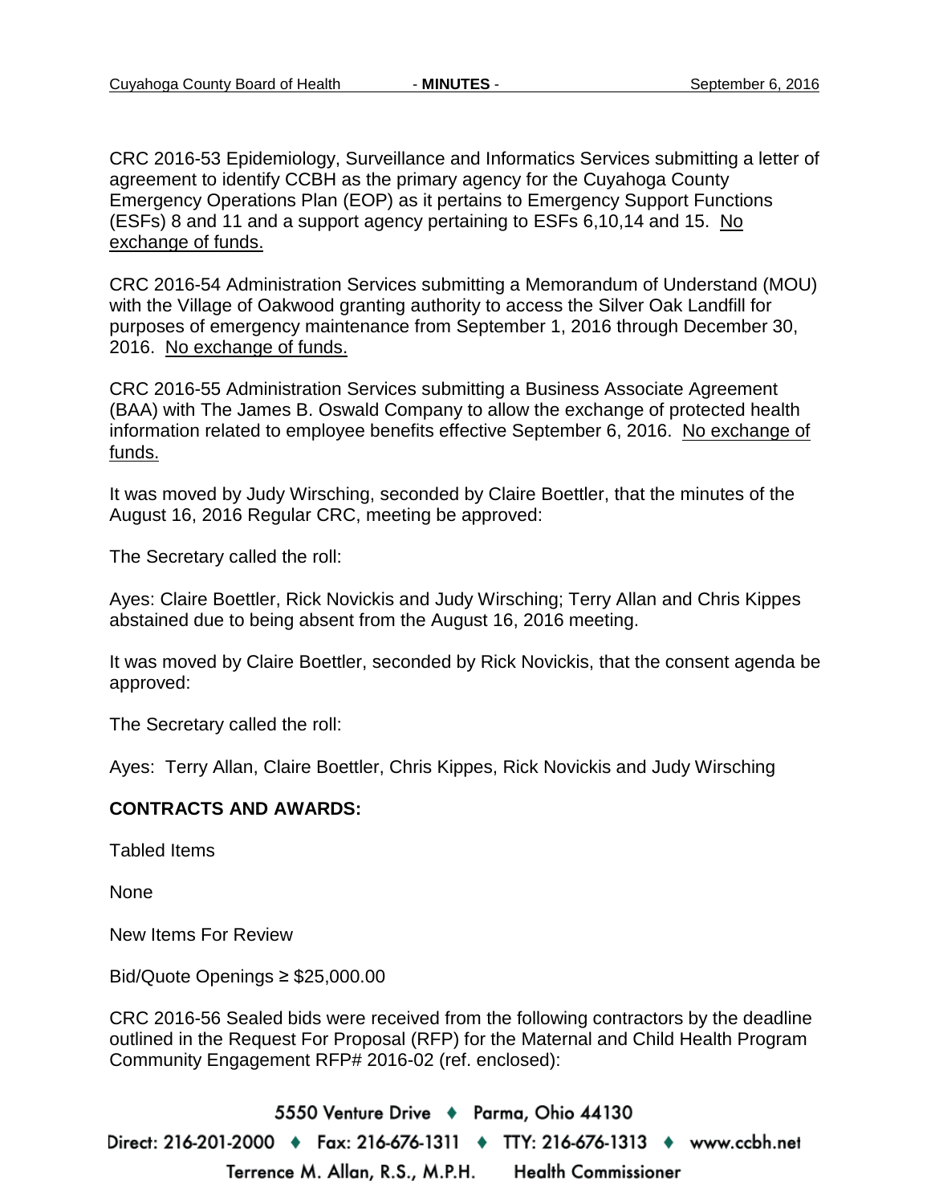CRC 2016-53 Epidemiology, Surveillance and Informatics Services submitting a letter of agreement to identify CCBH as the primary agency for the Cuyahoga County Emergency Operations Plan (EOP) as it pertains to Emergency Support Functions (ESFs) 8 and 11 and a support agency pertaining to ESFs 6,10,14 and 15. No exchange of funds.

CRC 2016-54 Administration Services submitting a Memorandum of Understand (MOU) with the Village of Oakwood granting authority to access the Silver Oak Landfill for purposes of emergency maintenance from September 1, 2016 through December 30, 2016. No exchange of funds.

CRC 2016-55 Administration Services submitting a Business Associate Agreement (BAA) with The James B. Oswald Company to allow the exchange of protected health information related to employee benefits effective September 6, 2016. No exchange of funds.

It was moved by Judy Wirsching, seconded by Claire Boettler, that the minutes of the August 16, 2016 Regular CRC, meeting be approved:

The Secretary called the roll:

Ayes: Claire Boettler, Rick Novickis and Judy Wirsching; Terry Allan and Chris Kippes abstained due to being absent from the August 16, 2016 meeting.

It was moved by Claire Boettler, seconded by Rick Novickis, that the consent agenda be approved:

The Secretary called the roll:

Ayes: Terry Allan, Claire Boettler, Chris Kippes, Rick Novickis and Judy Wirsching

**CONTRACTS AND AWARDS:**

Tabled Items

None

New Items For Review

Bid/Quote Openings ≥ $25,000.00

CRC 2016-56 Sealed bids were received from the following contractors by the deadline outlined in the Request For Proposal (RFP) for the Maternal and Child Health Program Community Engagement RFP# 2016-02 (ref. enclosed):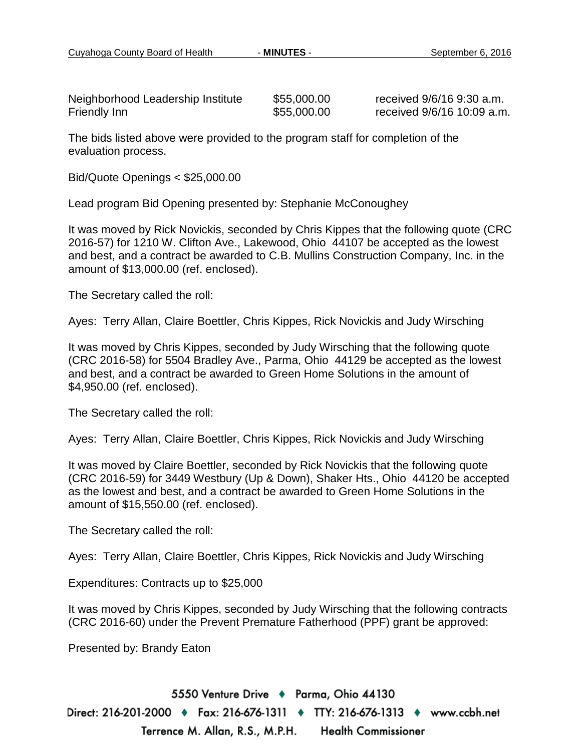| | | |
|---|---|---|
| Neighborhood Leadership Institute | \$55,000.00 | received 9/6/16 9:30 a.m. |
| Friendly Inn | \$55,000.00 | received 9/6/16 10:09 a.m. |

The bids listed above were provided to the program staff for completion of the evaluation process.

Bid/Quote Openings < \$25,000.00

Lead program Bid Opening presented by: Stephanie McConoughey

It was moved by Rick Novickis, seconded by Chris Kippes that the following quote (CRC 2016-57) for 1210 W. Clifton Ave., Lakewood, Ohio 44107 be accepted as the lowest and best, and a contract be awarded to C.B. Mullins Construction Company, Inc. in the amount of \$13,000.00 (ref. enclosed).

The Secretary called the roll:

Ayes: Terry Allan, Claire Boettler, Chris Kippes, Rick Novickis and Judy Wirsching

It was moved by Chris Kippes, seconded by Judy Wirsching that the following quote (CRC 2016-58) for 5504 Bradley Ave., Parma, Ohio 44129 be accepted as the lowest and best, and a contract be awarded to Green Home Solutions in the amount of \$4,950.00 (ref. enclosed).

The Secretary called the roll:

Ayes: Terry Allan, Claire Boettler, Chris Kippes, Rick Novickis and Judy Wirsching

It was moved by Claire Boettler, seconded by Rick Novickis that the following quote (CRC 2016-59) for 3449 Westbury (Up & Down), Shaker Hts., Ohio 44120 be accepted as the lowest and best, and a contract be awarded to Green Home Solutions in the amount of \$15,550.00 (ref. enclosed).

The Secretary called the roll:

Ayes: Terry Allan, Claire Boettler, Chris Kippes, Rick Novickis and Judy Wirsching

Expenditures: Contracts up to \$25,000

It was moved by Chris Kippes, seconded by Judy Wirsching that the following contracts (CRC 2016-60) under the Prevent Premature Fatherhood (PPF) grant be approved:

Presented by: Brandy Eaton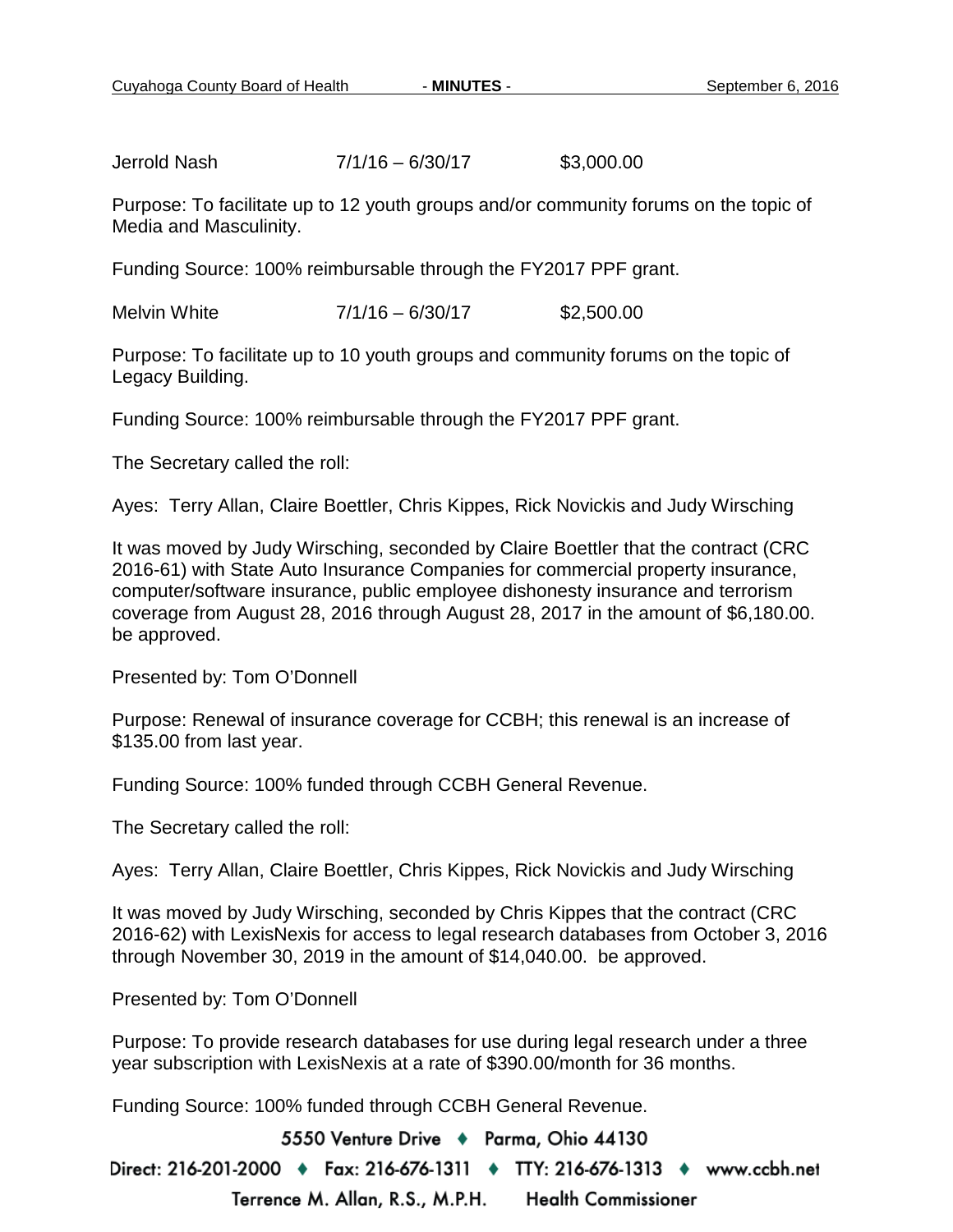Jerrold Nash 7/1/16 – 6/30/17 $3,000.00

Purpose: To facilitate up to 12 youth groups and/or community forums on the topic of Media and Masculinity.

Funding Source: 100% reimbursable through the FY2017 PPF grant.

Melvin White 7/1/16 – 6/30/17 $2,500.00

Purpose: To facilitate up to 10 youth groups and community forums on the topic of Legacy Building.

Funding Source: 100% reimbursable through the FY2017 PPF grant.

The Secretary called the roll:

Ayes: Terry Allan, Claire Boettler, Chris Kippes, Rick Novickis and Judy Wirsching

It was moved by Judy Wirsching, seconded by Claire Boettler that the contract (CRC 2016-61) with State Auto Insurance Companies for commercial property insurance, computer/software insurance, public employee dishonesty insurance and terrorism coverage from August 28, 2016 through August 28, 2017 in the amount of $6,180.00. be approved.

Presented by: Tom O'Donnell

Purpose: Renewal of insurance coverage for CCBH; this renewal is an increase of $135.00 from last year.

Funding Source: 100% funded through CCBH General Revenue.

The Secretary called the roll:

Ayes: Terry Allan, Claire Boettler, Chris Kippes, Rick Novickis and Judy Wirsching

It was moved by Judy Wirsching, seconded by Chris Kippes that the contract (CRC 2016-62) with LexisNexis for access to legal research databases from October 3, 2016 through November 30, 2019 in the amount of $14,040.00. be approved.

Presented by: Tom O'Donnell

Purpose: To provide research databases for use during legal research under a three year subscription with LexisNexis at a rate of $390.00/month for 36 months.

Funding Source: 100% funded through CCBH General Revenue.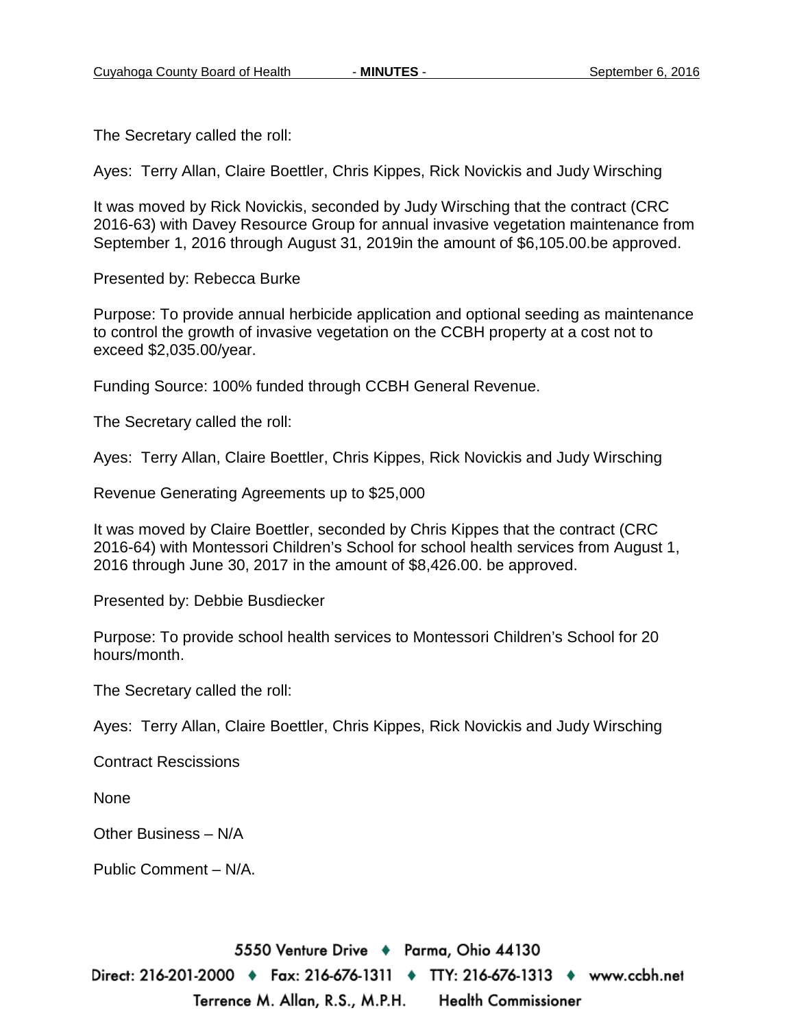The Secretary called the roll:

Ayes: Terry Allan, Claire Boettler, Chris Kippes, Rick Novickis and Judy Wirsching

It was moved by Rick Novickis, seconded by Judy Wirsching that the contract (CRC 2016-63) with Davey Resource Group for annual invasive vegetation maintenance from September 1, 2016 through August 31, 2019in the amount of $6,105.00.be approved.

Presented by: Rebecca Burke

Purpose: To provide annual herbicide application and optional seeding as maintenance to control the growth of invasive vegetation on the CCBH property at a cost not to exceed $2,035.00/year.

Funding Source: 100% funded through CCBH General Revenue.

The Secretary called the roll:

Ayes: Terry Allan, Claire Boettler, Chris Kippes, Rick Novickis and Judy Wirsching

Revenue Generating Agreements up to $25,000

It was moved by Claire Boettler, seconded by Chris Kippes that the contract (CRC 2016-64) with Montessori Children's School for school health services from August 1, 2016 through June 30, 2017 in the amount of $8,426.00. be approved.

Presented by: Debbie Busdiecker

Purpose: To provide school health services to Montessori Children's School for 20 hours/month.

The Secretary called the roll:

Ayes: Terry Allan, Claire Boettler, Chris Kippes, Rick Novickis and Judy Wirsching

Contract Rescissions

None

Other Business – N/A

Public Comment – N/A.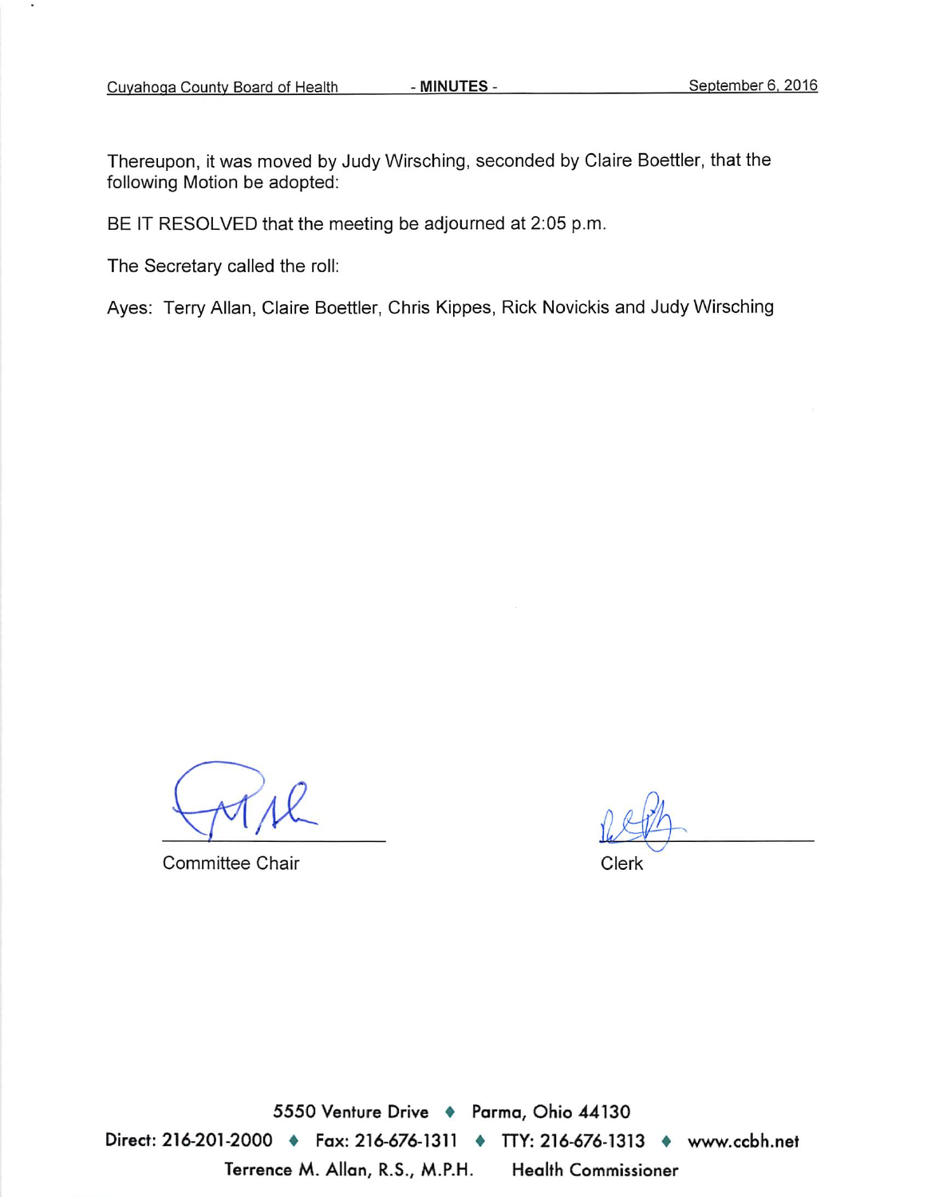Thereupon, it was moved by Judy Wirsching, seconded by Claire Boettler, that the following Motion be adopted:

BE IT RESOLVED that the meeting be adjourned at 2:05 p.m.

The Secretary called the roll:

Ayes: Terry Allan, Claire Boettler, Chris Kippes, Rick Novickis and Judy Wirsching

Committee Chair

Clerk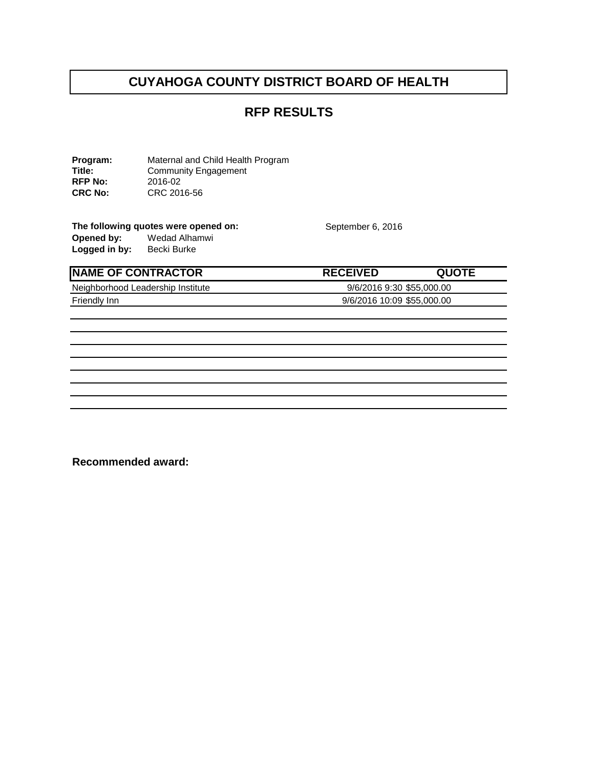# CUYAHOGA COUNTY DISTRICT BOARD OF HEALTH

## RFP RESULTS

**Program:** Maternal and Child Health Program
**Title:** Community Engagement
**RFP No:** 2016-02
**CRC No:** CRC 2016-56

**The following quotes were opened on:** September 6, 2016
**Opened by:** Wedad Alhamwi
**Logged in by:** Becki Burke

| NAME OF CONTRACTOR | RECEIVED | QUOTE |
|---|---|---|
| Neighborhood Leadership Institute | 9/6/2016 9:30 | $55,000.00 |
| Friendly Inn | 9/6/2016 10:09 | $55,000.00 |

**Recommended award:**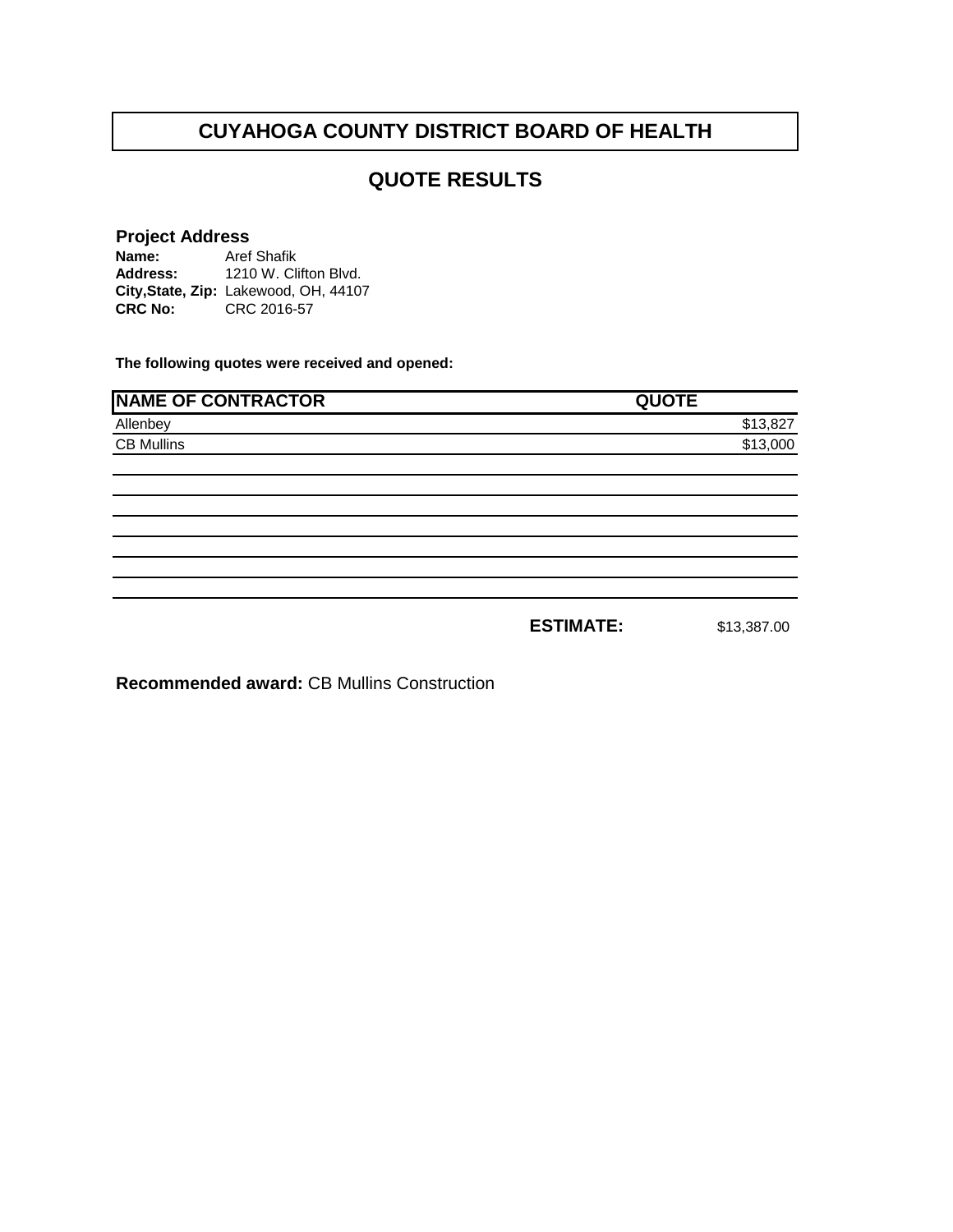# CUYAHOGA COUNTY DISTRICT BOARD OF HEALTH

## QUOTE RESULTS

**Project Address**

**Name:** Aref Shafik
**Address:** 1210 W. Clifton Blvd.
**City,State, Zip:** Lakewood, OH, 44107
**CRC No:** CRC 2016-57

**The following quotes were received and opened:**

| NAME OF CONTRACTOR | QUOTE |
|---|---|
| Allenbey | $13,827 |
| CB Mullins | $13,000 |

**ESTIMATE:** $13,387.00

**Recommended award:** CB Mullins Construction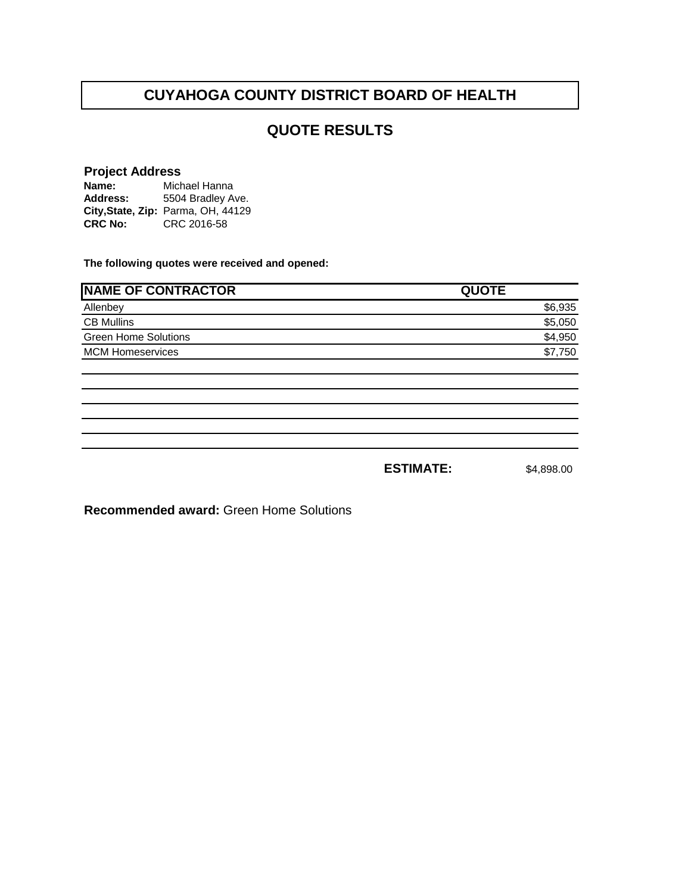# CUYAHOGA COUNTY DISTRICT BOARD OF HEALTH

## QUOTE RESULTS

**Project Address**

**Name:** Michael Hanna
**Address:** 5504 Bradley Ave.
**City,State, Zip:** Parma, OH, 44129
**CRC No:** CRC 2016-58

**The following quotes were received and opened:**

| NAME OF CONTRACTOR | QUOTE |
|---|---|
| Allenbey | $6,935 |
| CB Mullins | $5,050 |
| Green Home Solutions | $4,950 |
| MCM Homeservices | $7,750 |

**ESTIMATE:** $4,898.00

**Recommended award:** Green Home Solutions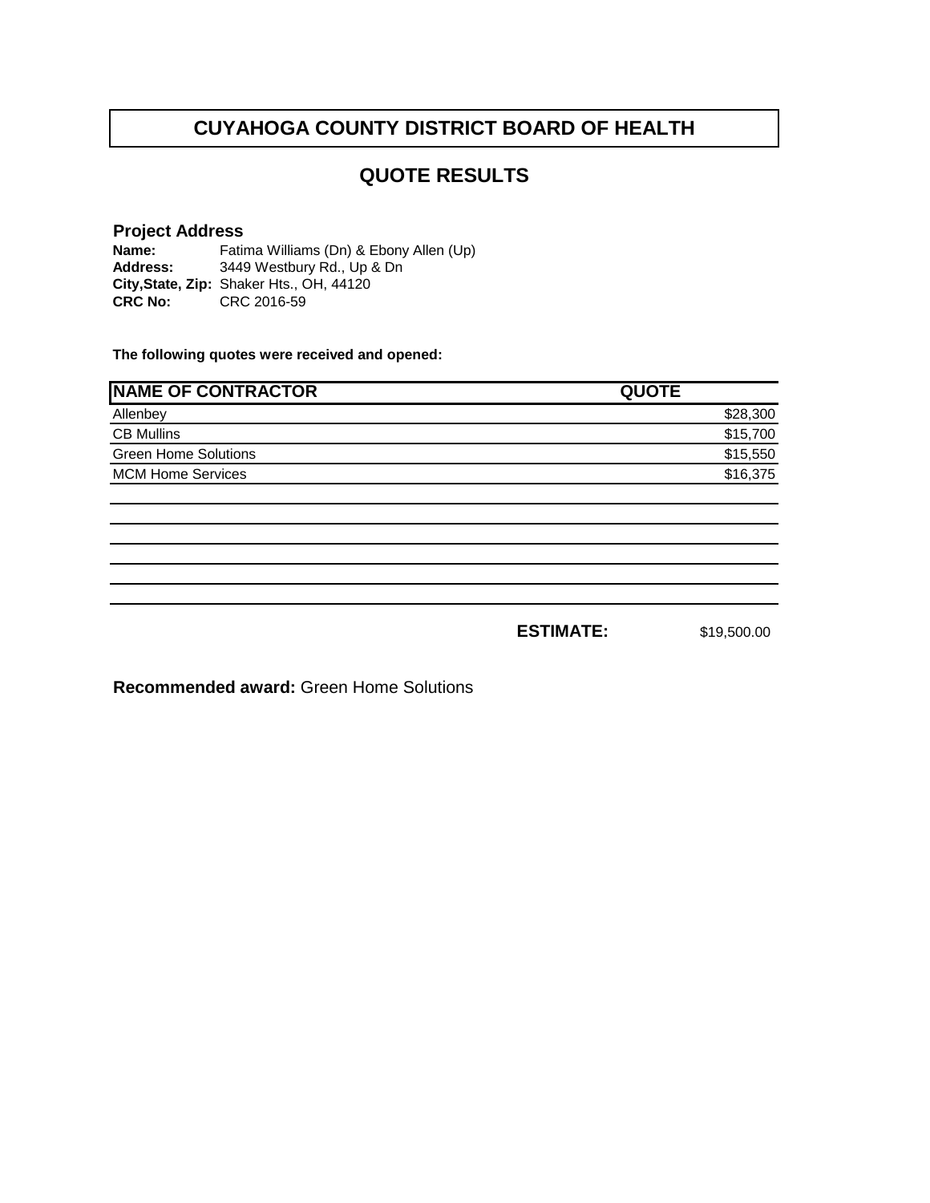# CUYAHOGA COUNTY DISTRICT BOARD OF HEALTH

## QUOTE RESULTS

### Project Address

**Name:** Fatima Williams (Dn) & Ebony Allen (Up)
**Address:** 3449 Westbury Rd., Up & Dn
**City,State, Zip:** Shaker Hts., OH, 44120
**CRC No:** CRC 2016-59

**The following quotes were received and opened:**

| NAME OF CONTRACTOR | QUOTE |
|---|---|
| Allenbey | $28,300 |
| CB Mullins | $15,700 |
| Green Home Solutions | $15,550 |
| MCM Home Services | $16,375 |

**ESTIMATE:** $19,500.00

**Recommended award:** Green Home Solutions